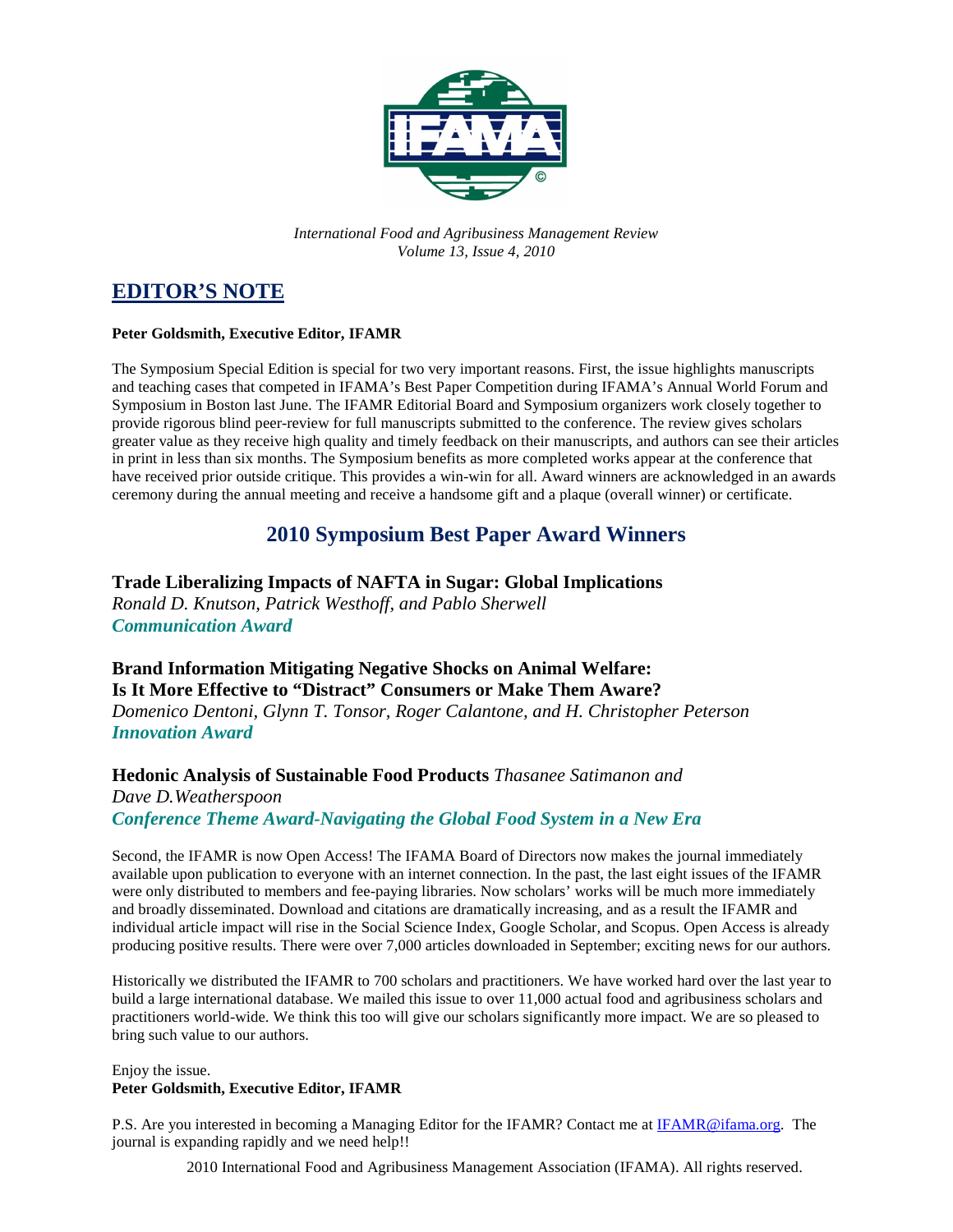International Food and Agribusiness Management Review
Volume 13, Issue 4, 2010

# EDITOR'S NOTE

**Peter Goldsmith, Executive Editor, IFAMR**

The Symposium Special Edition is special for two very important reasons. First, the issue highlights manuscripts and teaching cases that competed in IFAMA's Best Paper Competition during IFAMA's Annual World Forum and Symposium in Boston last June. The IFAMR Editorial Board and Symposium organizers work closely together to provide rigorous blind peer-review for full manuscripts submitted to the conference. The review gives scholars greater value as they receive high quality and timely feedback on their manuscripts, and authors can see their articles in print in less than six months. The Symposium benefits as more completed works appear at the conference that have received prior outside critique. This provides a win-win for all. Award winners are acknowledged in an awards ceremony during the annual meeting and receive a handsome gift and a plaque (overall winner) or certificate.

## 2010 Symposium Best Paper Award Winners

**Trade Liberalizing Impacts of NAFTA in Sugar: Global Implications**
*Ronald D. Knutson, Patrick Westhoff, and Pablo Sherwell*
***Communication Award***

**Brand Information Mitigating Negative Shocks on Animal Welfare:**
**Is It More Effective to "Distract" Consumers or Make Them Aware?**
*Domenico Dentoni, Glynn T. Tonsor, Roger Calantone, and H. Christopher Peterson*
***Innovation Award***

**Hedonic Analysis of Sustainable Food Products** *Thasanee Satimanon and Dave D.Weatherspoon*
***Conference Theme Award-Navigating the Global Food System in a New Era***

Second, the IFAMR is now Open Access! The IFAMA Board of Directors now makes the journal immediately available upon publication to everyone with an internet connection. In the past, the last eight issues of the IFAMR were only distributed to members and fee-paying libraries. Now scholars' works will be much more immediately and broadly disseminated. Download and citations are dramatically increasing, and as a result the IFAMR and individual article impact will rise in the Social Science Index, Google Scholar, and Scopus. Open Access is already producing positive results. There were over 7,000 articles downloaded in September; exciting news for our authors.

Historically we distributed the IFAMR to 700 scholars and practitioners. We have worked hard over the last year to build a large international database. We mailed this issue to over 11,000 actual food and agribusiness scholars and practitioners world-wide. We think this too will give our scholars significantly more impact. We are so pleased to bring such value to our authors.

Enjoy the issue.
**Peter Goldsmith, Executive Editor, IFAMR**

P.S. Are you interested in becoming a Managing Editor for the IFAMR? Contact me at IFAMR@ifama.org. The journal is expanding rapidly and we need help!!

2010 International Food and Agribusiness Management Association (IFAMA). All rights reserved.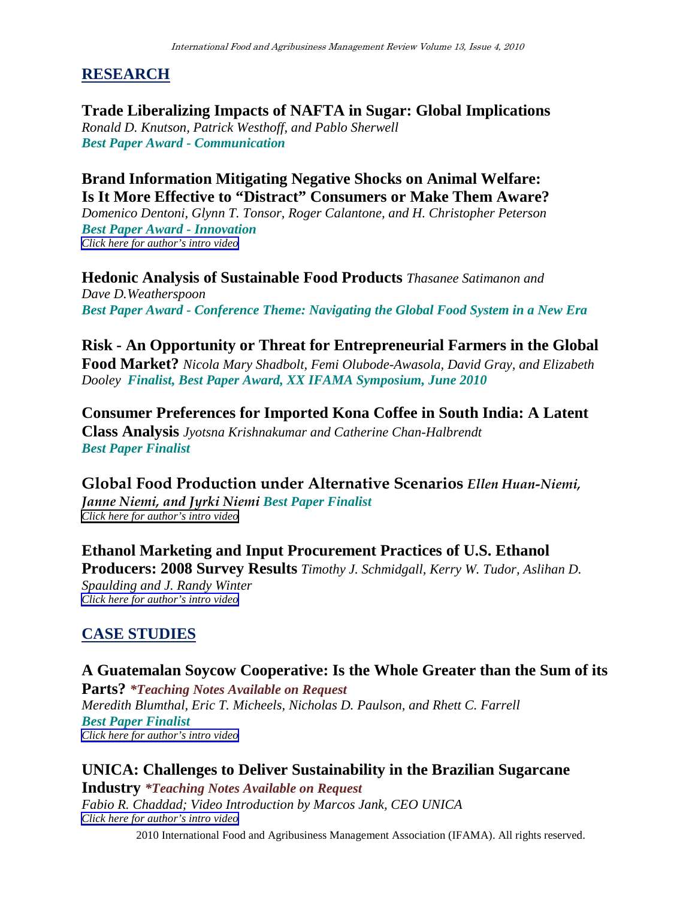## RESEARCH

**Trade Liberalizing Impacts of NAFTA in Sugar: Global Implications**
*Ronald D. Knutson, Patrick Westhoff, and Pablo Sherwell*
***Best Paper Award - Communication***

**Brand Information Mitigating Negative Shocks on Animal Welfare: Is It More Effective to "Distract" Consumers or Make Them Aware?**
*Domenico Dentoni, Glynn T. Tonsor, Roger Calantone, and H. Christopher Peterson*
***Best Paper Award - Innovation***
*Click here for author's intro video*

**Hedonic Analysis of Sustainable Food Products** *Thasanee Satimanon and Dave D.Weatherspoon*
***Best Paper Award - Conference Theme: Navigating the Global Food System in a New Era***

**Risk - An Opportunity or Threat for Entrepreneurial Farmers in the Global Food Market?** *Nicola Mary Shadbolt, Femi Olubode-Awasola, David Gray, and Elizabeth Dooley* ***Finalist, Best Paper Award, XX IFAMA Symposium, June 2010***

**Consumer Preferences for Imported Kona Coffee in South India: A Latent Class Analysis** *Jyotsna Krishnakumar and Catherine Chan-Halbrendt*
***Best Paper Finalist***

**Global Food Production under Alternative Scenarios** *Ellen Huan-Niemi, Janne Niemi, and Jyrki Niemi* ***Best Paper Finalist***
*Click here for author's intro video*

**Ethanol Marketing and Input Procurement Practices of U.S. Ethanol Producers: 2008 Survey Results** *Timothy J. Schmidgall, Kerry W. Tudor, Aslihan D. Spaulding and J. Randy Winter*
*Click here for author's intro video*

## CASE STUDIES

**A Guatemalan Soycow Cooperative: Is the Whole Greater than the Sum of its Parts?** ***\*Teaching Notes Available on Request***
*Meredith Blumthal, Eric T. Micheels, Nicholas D. Paulson, and Rhett C. Farrell*
***Best Paper Finalist***
*Click here for author's intro video*

**UNICA: Challenges to Deliver Sustainability in the Brazilian Sugarcane Industry** ***\*Teaching Notes Available on Request***
*Fabio R. Chaddad; Video Introduction by Marcos Jank, CEO UNICA*
*Click here for author's intro video*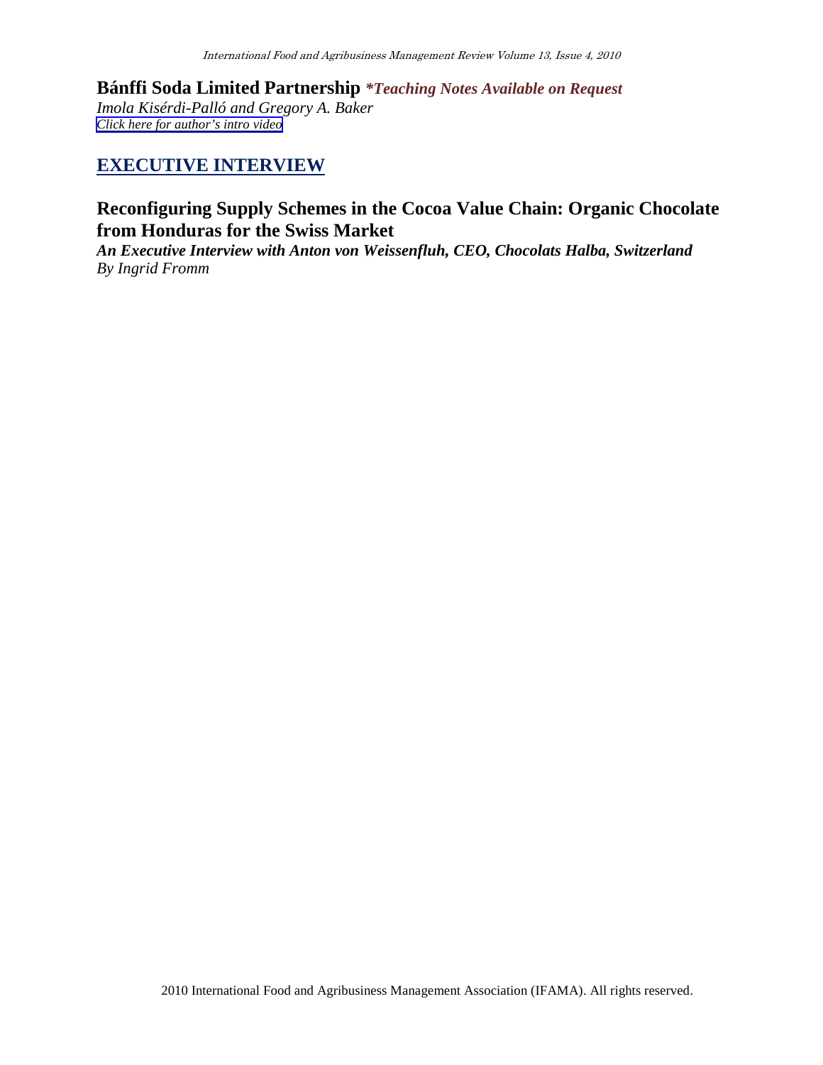**Bánffi Soda Limited Partnership** ***\*Teaching Notes Available on Request***
*Imola Kisérdi-Palló and Gregory A. Baker*
*Click here for author's intro video*

## EXECUTIVE INTERVIEW

### Reconfiguring Supply Schemes in the Cocoa Value Chain: Organic Chocolate from Honduras for the Swiss Market

***An Executive Interview with Anton von Weissenfluh, CEO, Chocolats Halba, Switzerland***
*By Ingrid Fromm*

2010 International Food and Agribusiness Management Association (IFAMA). All rights reserved.